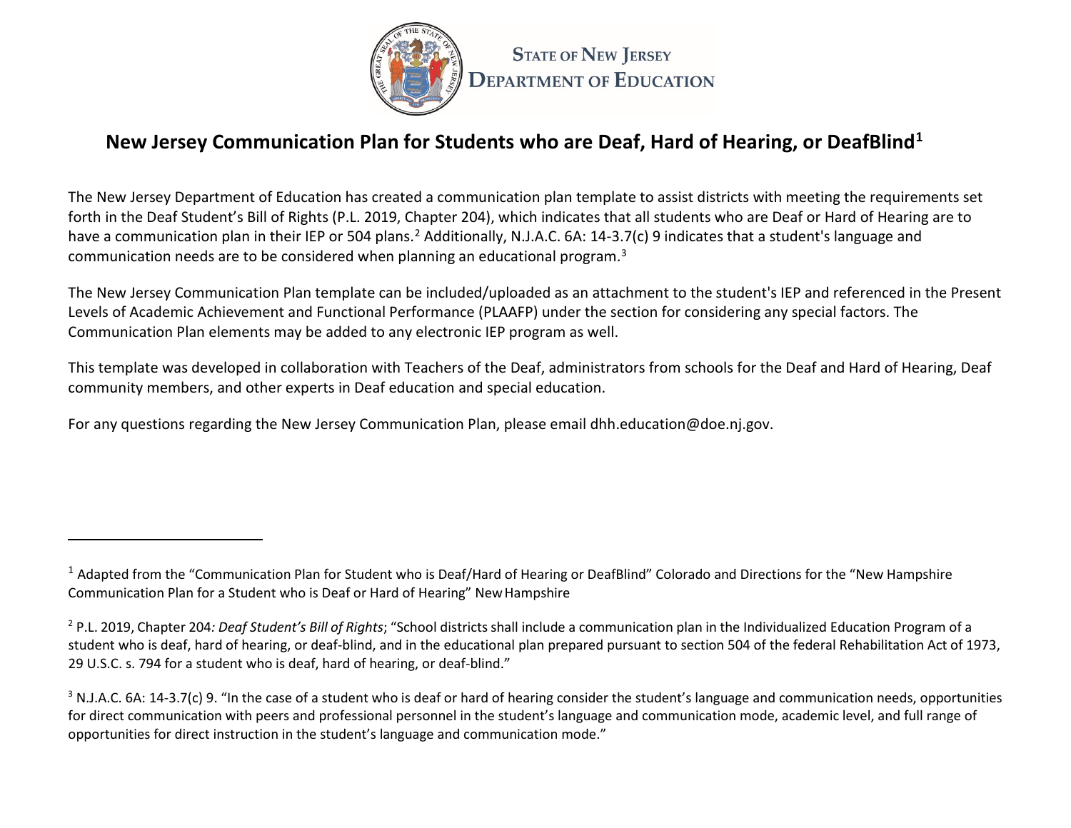STATE OF NEW JERSEY
DEPARTMENT OF EDUCATION

# New Jersey Communication Plan for Students who are Deaf, Hard of Hearing, or DeafBlind[1]

The New Jersey Department of Education has created a communication plan template to assist districts with meeting the requirements set forth in the Deaf Student's Bill of Rights (P.L. 2019, Chapter 204), which indicates that all students who are Deaf or Hard of Hearing are to have a communication plan in their IEP or 504 plans.[2] Additionally, N.J.A.C. 6A: 14-3.7(c) 9 indicates that a student's language and communication needs are to be considered when planning an educational program.[3]

The New Jersey Communication Plan template can be included/uploaded as an attachment to the student's IEP and referenced in the Present Levels of Academic Achievement and Functional Performance (PLAAFP) under the section for considering any special factors. The Communication Plan elements may be added to any electronic IEP program as well.

This template was developed in collaboration with Teachers of the Deaf, administrators from schools for the Deaf and Hard of Hearing, Deaf community members, and other experts in Deaf education and special education.

For any questions regarding the New Jersey Communication Plan, please email dhh.education@doe.nj.gov.

---

[1] Adapted from the "Communication Plan for Student who is Deaf/Hard of Hearing or DeafBlind" Colorado and Directions for the "New Hampshire Communication Plan for a Student who is Deaf or Hard of Hearing" New Hampshire

[2] P.L. 2019, Chapter 204*: Deaf Student's Bill of Rights*; "School districts shall include a communication plan in the Individualized Education Program of a student who is deaf, hard of hearing, or deaf-blind, and in the educational plan prepared pursuant to section 504 of the federal Rehabilitation Act of 1973, 29 U.S.C. s. 794 for a student who is deaf, hard of hearing, or deaf-blind."

[3] N.J.A.C. 6A: 14-3.7(c) 9. "In the case of a student who is deaf or hard of hearing consider the student's language and communication needs, opportunities for direct communication with peers and professional personnel in the student's language and communication mode, academic level, and full range of opportunities for direct instruction in the student's language and communication mode."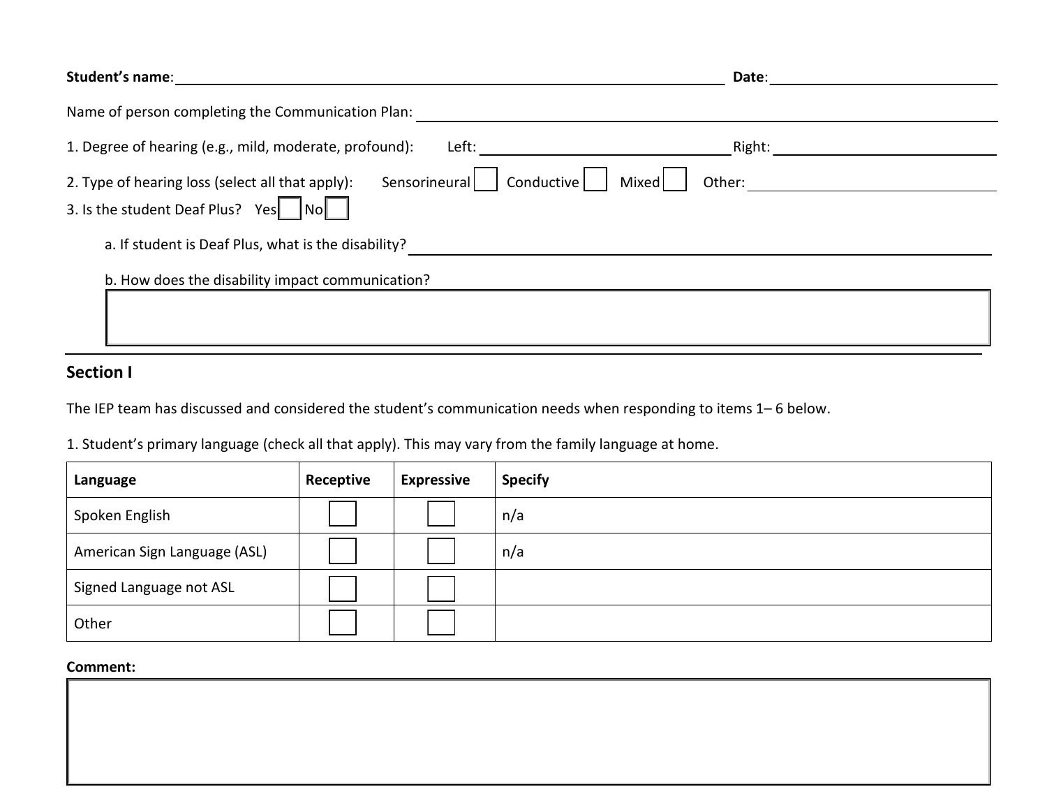**Student's name**: \_\_\_\_\_\_\_\_\_\_\_\_\_\_\_\_\_\_\_\_\_\_\_\_\_\_\_\_\_\_\_\_\_\_\_\_\_\_\_\_ **Date**: \_\_\_\_\_\_\_\_\_\_\_\_\_\_\_\_\_\_\_\_

Name of person completing the Communication Plan: \_\_\_\_\_\_\_\_\_\_\_\_\_\_\_\_\_\_\_\_\_\_\_\_\_\_\_\_\_\_\_\_\_\_\_\_\_\_\_\_

1. Degree of hearing (e.g., mild, moderate, profound): Left: \_\_\_\_\_\_\_\_\_\_\_\_\_\_\_\_\_\_\_\_ Right: \_\_\_\_\_\_\_\_\_\_\_\_\_\_\_\_\_\_\_\_

2. Type of hearing loss (select all that apply): Sensorineural ☐ Conductive ☐ Mixed ☐ Other: \_\_\_\_\_\_\_\_\_\_\_\_\_\_\_\_\_\_\_\_

3. Is the student Deaf Plus? Yes ☐ No ☐

   a. If student is Deaf Plus, what is the disability? \_\_\_\_\_\_\_\_\_\_\_\_\_\_\_\_\_\_\_\_\_\_\_\_\_\_\_\_\_\_\_\_\_\_\_\_\_\_\_\_

   b. How does the disability impact communication?

## Section I

The IEP team has discussed and considered the student's communication needs when responding to items 1– 6 below.

1. Student's primary language (check all that apply). This may vary from the family language at home.

| Language | Receptive | Expressive | Specify |
|---|---|---|---|
| Spoken English | ☐ | ☐ | n/a |
| American Sign Language (ASL) | ☐ | ☐ | n/a |
| Signed Language not ASL | ☐ | ☐ | |
| Other | ☐ | ☐ | |

**Comment:**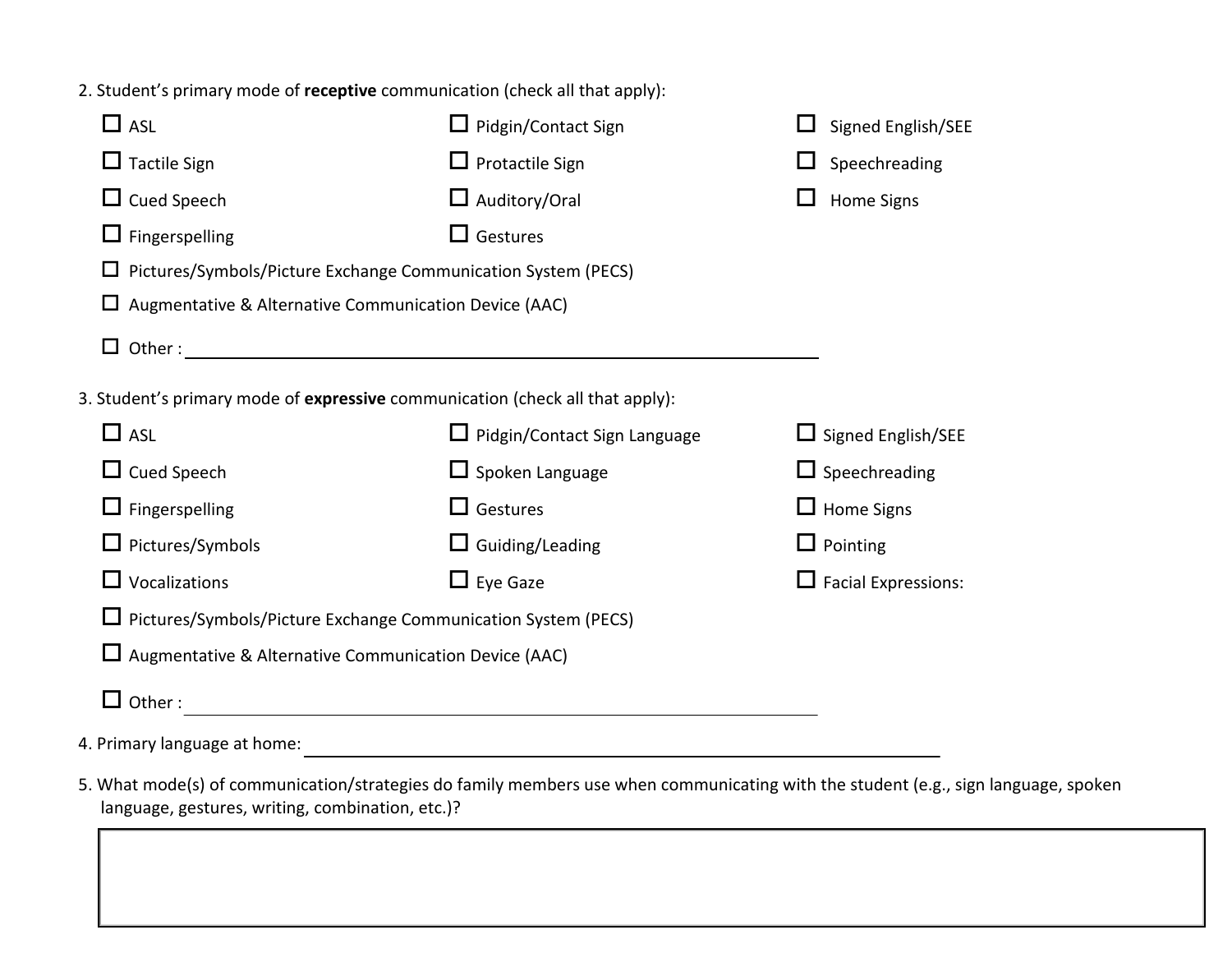2. Student's primary mode of **receptive** communication (check all that apply):

- ☐ ASL
- ☐ Pidgin/Contact Sign
- ☐ Signed English/SEE
- ☐ Tactile Sign
- ☐ Protactile Sign
- ☐ Speechreading
- ☐ Cued Speech
- ☐ Auditory/Oral
- ☐ Home Signs
- ☐ Fingerspelling
- ☐ Gestures
- ☐ Pictures/Symbols/Picture Exchange Communication System (PECS)
- ☐ Augmentative & Alternative Communication Device (AAC)
- ☐ Other : ________________________________________

3. Student's primary mode of **expressive** communication (check all that apply):

- ☐ ASL
- ☐ Pidgin/Contact Sign Language
- ☐ Signed English/SEE
- ☐ Cued Speech
- ☐ Spoken Language
- ☐ Speechreading
- ☐ Fingerspelling
- ☐ Gestures
- ☐ Home Signs
- ☐ Pictures/Symbols
- ☐ Guiding/Leading
- ☐ Pointing
- ☐ Vocalizations
- ☐ Eye Gaze
- ☐ Facial Expressions:
- ☐ Pictures/Symbols/Picture Exchange Communication System (PECS)
- ☐ Augmentative & Alternative Communication Device (AAC)
- ☐ Other : ________________________________________

4. Primary language at home: ________________________________________

5. What mode(s) of communication/strategies do family members use when communicating with the student (e.g., sign language, spoken language, gestures, writing, combination, etc.)?

| |
|---|
| |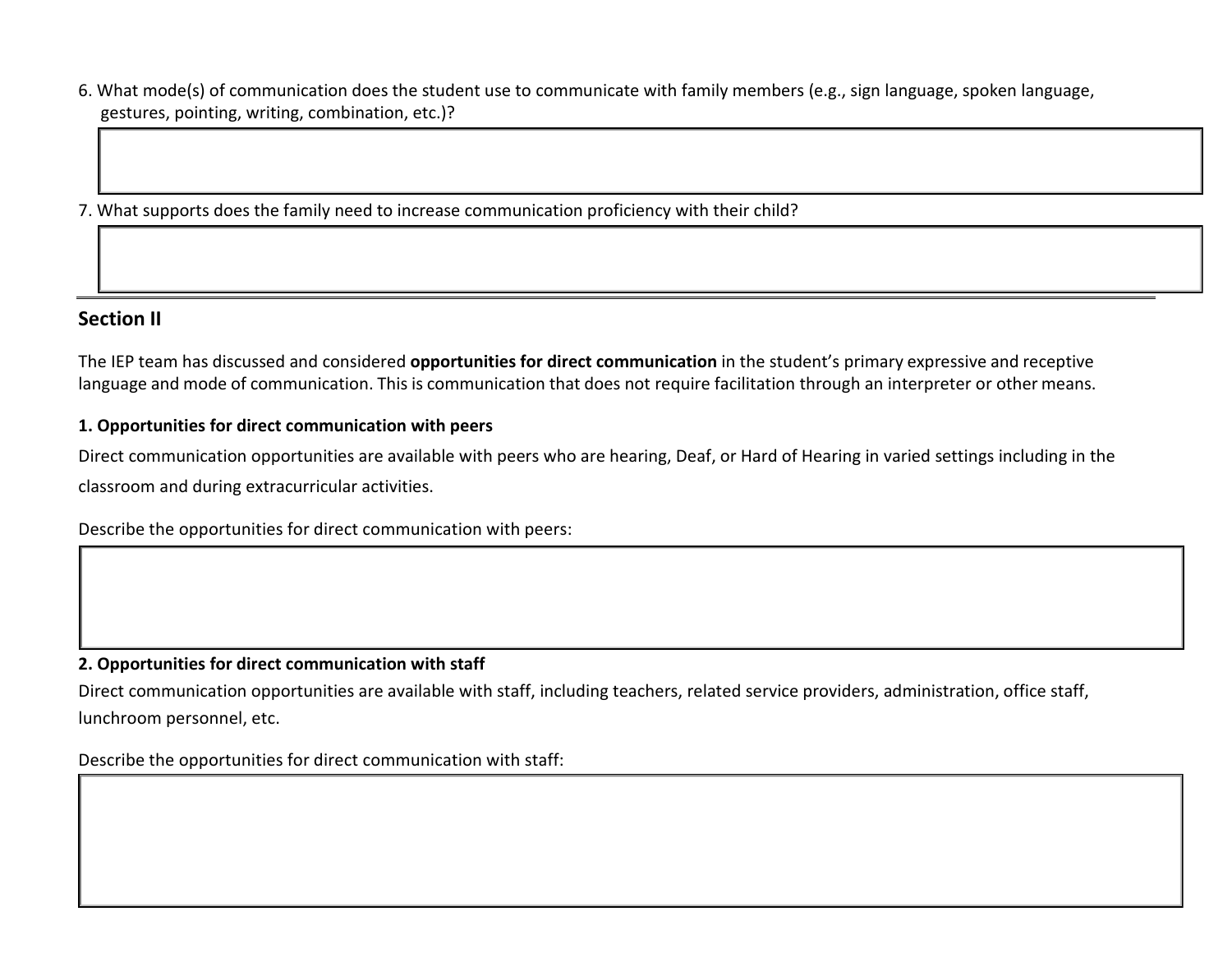6. What mode(s) of communication does the student use to communicate with family members (e.g., sign language, spoken language, gestures, pointing, writing, combination, etc.)?

| |
|---|
| |

7. What supports does the family need to increase communication proficiency with their child?

| |
|---|
| |

---

## Section II

The IEP team has discussed and considered **opportunities for direct communication** in the student's primary expressive and receptive language and mode of communication. This is communication that does not require facilitation through an interpreter or other means.

#### 1. Opportunities for direct communication with peers

Direct communication opportunities are available with peers who are hearing, Deaf, or Hard of Hearing in varied settings including in the classroom and during extracurricular activities.

Describe the opportunities for direct communication with peers:

| |
|---|
| |

#### 2. Opportunities for direct communication with staff

Direct communication opportunities are available with staff, including teachers, related service providers, administration, office staff, lunchroom personnel, etc.

Describe the opportunities for direct communication with staff:

| |
|---|
| |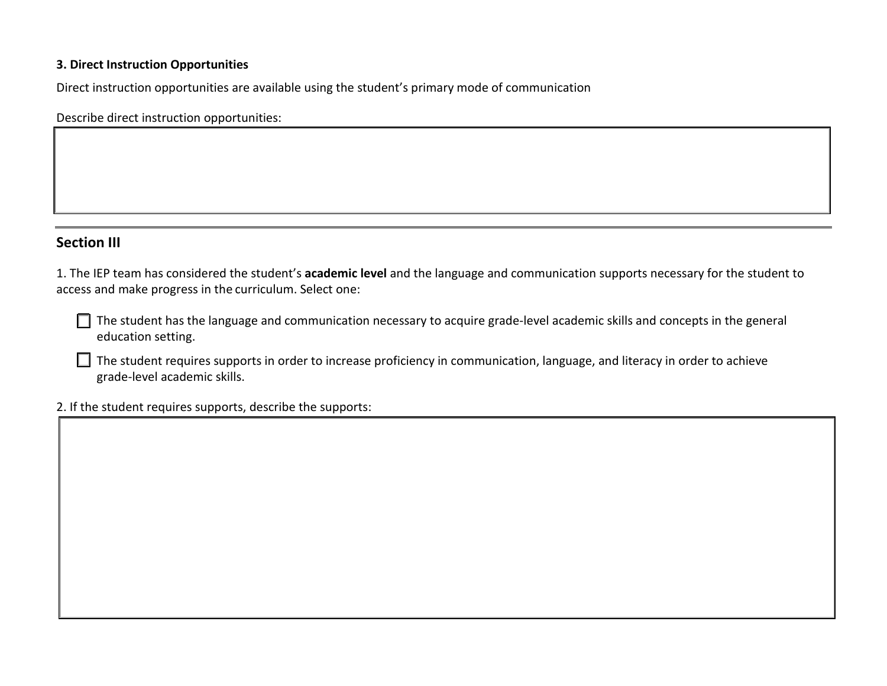**3. Direct Instruction Opportunities**

Direct instruction opportunities are available using the student's primary mode of communication

Describe direct instruction opportunities:

|  |
|---|
|  |

---

## Section III

1. The IEP team has considered the student's **academic level** and the language and communication supports necessary for the student to access and make progress in the curriculum. Select one:

- ☐ The student has the language and communication necessary to acquire grade-level academic skills and concepts in the general education setting.
- ☐ The student requires supports in order to increase proficiency in communication, language, and literacy in order to achieve grade-level academic skills.

2. If the student requires supports, describe the supports:

|  |
|---|
|  |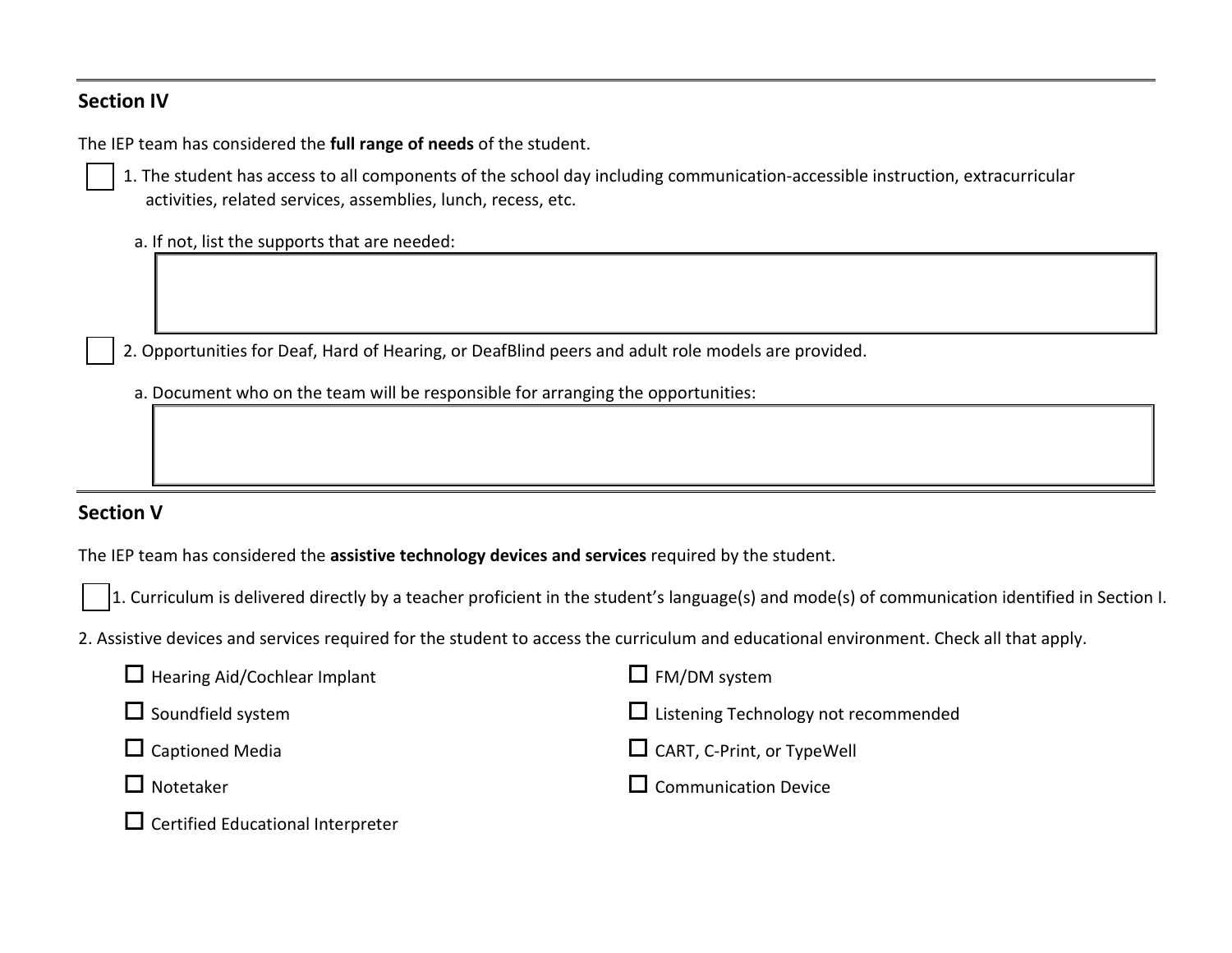## Section IV

The IEP team has considered the **full range of needs** of the student.

☐ 1. The student has access to all components of the school day including communication-accessible instruction, extracurricular activities, related services, assemblies, lunch, recess, etc.

a. If not, list the supports that are needed:

☐ 2. Opportunities for Deaf, Hard of Hearing, or DeafBlind peers and adult role models are provided.

a. Document who on the team will be responsible for arranging the opportunities:

## Section V

The IEP team has considered the **assistive technology devices and services** required by the student.

☐ 1. Curriculum is delivered directly by a teacher proficient in the student's language(s) and mode(s) of communication identified in Section I.

2. Assistive devices and services required for the student to access the curriculum and educational environment. Check all that apply.

- ☐ Hearing Aid/Cochlear Implant
- ☐ FM/DM system
- ☐ Soundfield system
- ☐ Listening Technology not recommended
- ☐ Captioned Media
- ☐ CART, C-Print, or TypeWell
- ☐ Notetaker
- ☐ Communication Device
- ☐ Certified Educational Interpreter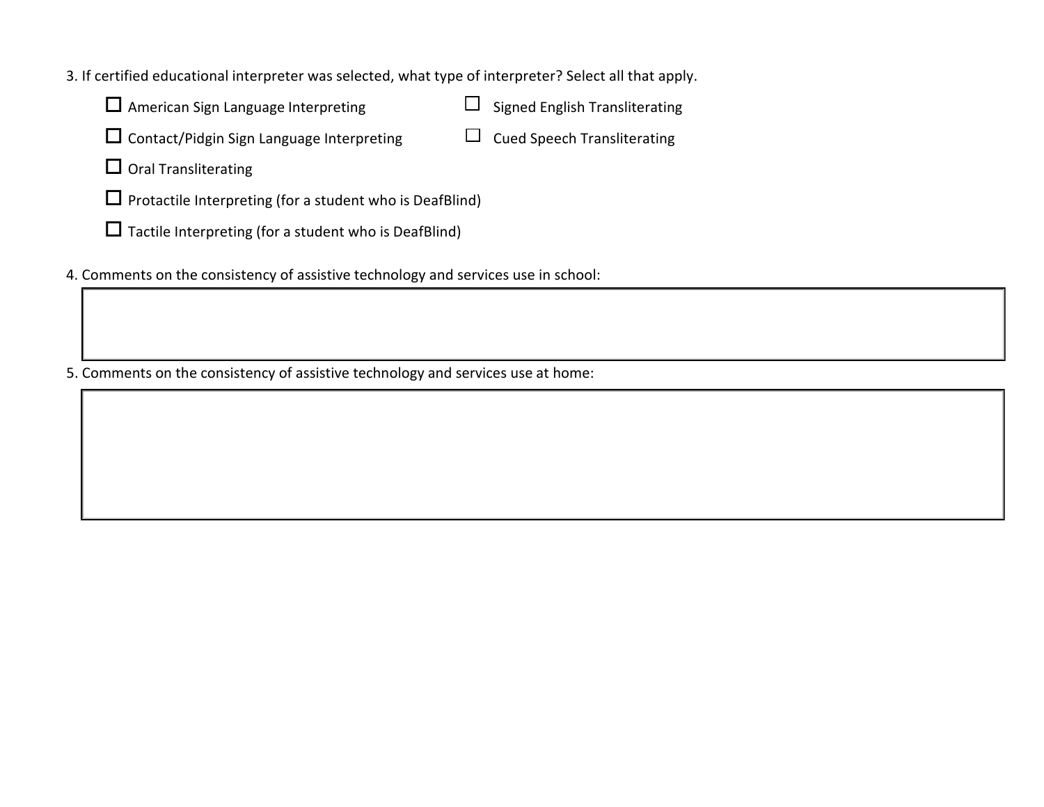3. If certified educational interpreter was selected, what type of interpreter? Select all that apply.

- ☐ American Sign Language Interpreting
- ☐ Signed English Transliterating
- ☐ Contact/Pidgin Sign Language Interpreting
- ☐ Cued Speech Transliterating
- ☐ Oral Transliterating
- ☐ Protactile Interpreting (for a student who is DeafBlind)
- ☐ Tactile Interpreting (for a student who is DeafBlind)

4. Comments on the consistency of assistive technology and services use in school:

5. Comments on the consistency of assistive technology and services use at home: